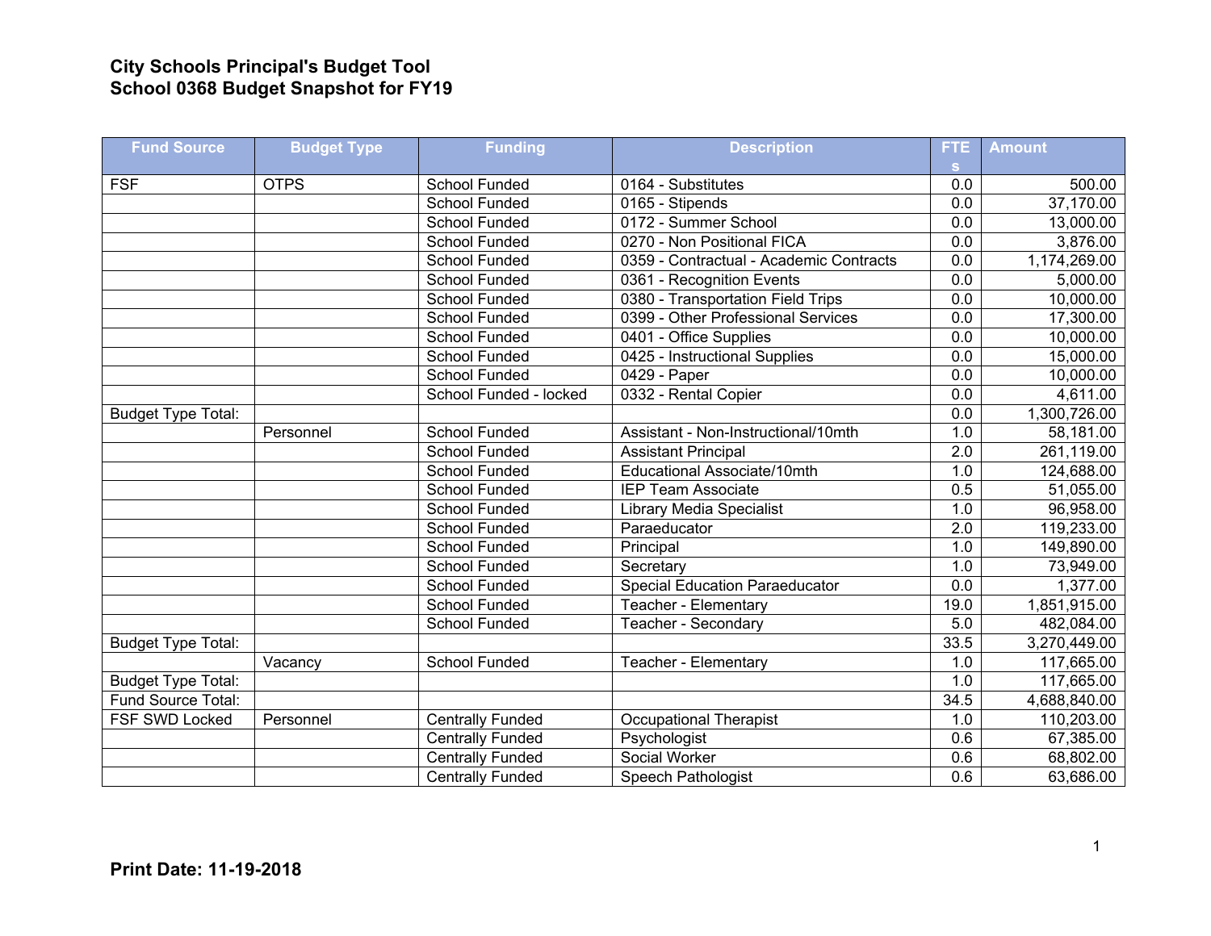# City Schools Principal's Budget Tool
## School 0368 Budget Snapshot for FY19

| Fund Source | Budget Type | Funding | Description | FTEs | Amount |
|---|---|---|---|---|---|
| FSF | OTPS | School Funded | 0164 - Substitutes | 0.0 | 500.00 |
| | | School Funded | 0165 - Stipends | 0.0 | 37,170.00 |
| | | School Funded | 0172 - Summer School | 0.0 | 13,000.00 |
| | | School Funded | 0270 - Non Positional FICA | 0.0 | 3,876.00 |
| | | School Funded | 0359 - Contractual - Academic Contracts | 0.0 | 1,174,269.00 |
| | | School Funded | 0361 - Recognition Events | 0.0 | 5,000.00 |
| | | School Funded | 0380 - Transportation Field Trips | 0.0 | 10,000.00 |
| | | School Funded | 0399 - Other Professional Services | 0.0 | 17,300.00 |
| | | School Funded | 0401 - Office Supplies | 0.0 | 10,000.00 |
| | | School Funded | 0425 - Instructional Supplies | 0.0 | 15,000.00 |
| | | School Funded | 0429 - Paper | 0.0 | 10,000.00 |
| | | School Funded - locked | 0332 - Rental Copier | 0.0 | 4,611.00 |
| Budget Type Total: | | | | 0.0 | 1,300,726.00 |
| | Personnel | School Funded | Assistant - Non-Instructional/10mth | 1.0 | 58,181.00 |
| | | School Funded | Assistant Principal | 2.0 | 261,119.00 |
| | | School Funded | Educational Associate/10mth | 1.0 | 124,688.00 |
| | | School Funded | IEP Team Associate | 0.5 | 51,055.00 |
| | | School Funded | Library Media Specialist | 1.0 | 96,958.00 |
| | | School Funded | Paraeducator | 2.0 | 119,233.00 |
| | | School Funded | Principal | 1.0 | 149,890.00 |
| | | School Funded | Secretary | 1.0 | 73,949.00 |
| | | School Funded | Special Education Paraeducator | 0.0 | 1,377.00 |
| | | School Funded | Teacher - Elementary | 19.0 | 1,851,915.00 |
| | | School Funded | Teacher - Secondary | 5.0 | 482,084.00 |
| Budget Type Total: | | | | 33.5 | 3,270,449.00 |
| | Vacancy | School Funded | Teacher - Elementary | 1.0 | 117,665.00 |
| Budget Type Total: | | | | 1.0 | 117,665.00 |
| Fund Source Total: | | | | 34.5 | 4,688,840.00 |
| FSF SWD Locked | Personnel | Centrally Funded | Occupational Therapist | 1.0 | 110,203.00 |
| | | Centrally Funded | Psychologist | 0.6 | 67,385.00 |
| | | Centrally Funded | Social Worker | 0.6 | 68,802.00 |
| | | Centrally Funded | Speech Pathologist | 0.6 | 63,686.00 |

**Print Date: 11-19-2018**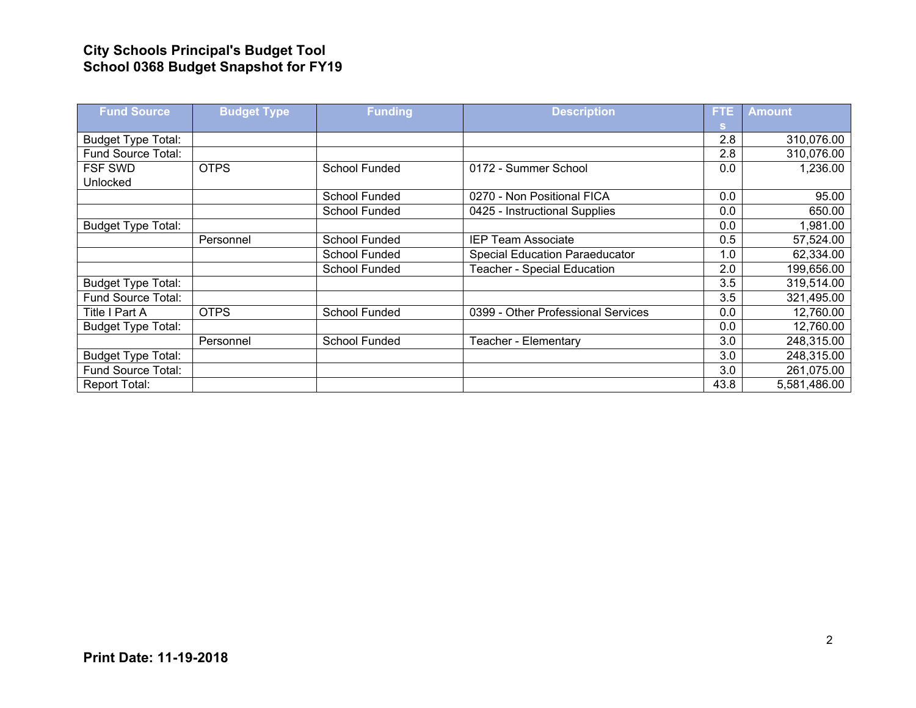**City Schools Principal's Budget Tool**
**School 0368 Budget Snapshot for FY19**

| Fund Source | Budget Type | Funding | Description | FTEs | Amount |
|---|---|---|---|---|---|
| Budget Type Total: | | | | 2.8 | 310,076.00 |
| Fund Source Total: | | | | 2.8 | 310,076.00 |
| FSF SWD Unlocked | OTPS | School Funded | 0172 - Summer School | 0.0 | 1,236.00 |
| | | School Funded | 0270 - Non Positional FICA | 0.0 | 95.00 |
| | | School Funded | 0425 - Instructional Supplies | 0.0 | 650.00 |
| Budget Type Total: | | | | 0.0 | 1,981.00 |
| | Personnel | School Funded | IEP Team Associate | 0.5 | 57,524.00 |
| | | School Funded | Special Education Paraeducator | 1.0 | 62,334.00 |
| | | School Funded | Teacher - Special Education | 2.0 | 199,656.00 |
| Budget Type Total: | | | | 3.5 | 319,514.00 |
| Fund Source Total: | | | | 3.5 | 321,495.00 |
| Title I Part A | OTPS | School Funded | 0399 - Other Professional Services | 0.0 | 12,760.00 |
| Budget Type Total: | | | | 0.0 | 12,760.00 |
| | Personnel | School Funded | Teacher - Elementary | 3.0 | 248,315.00 |
| Budget Type Total: | | | | 3.0 | 248,315.00 |
| Fund Source Total: | | | | 3.0 | 261,075.00 |
| Report Total: | | | | 43.8 | 5,581,486.00 |

**Print Date: 11-19-2018**